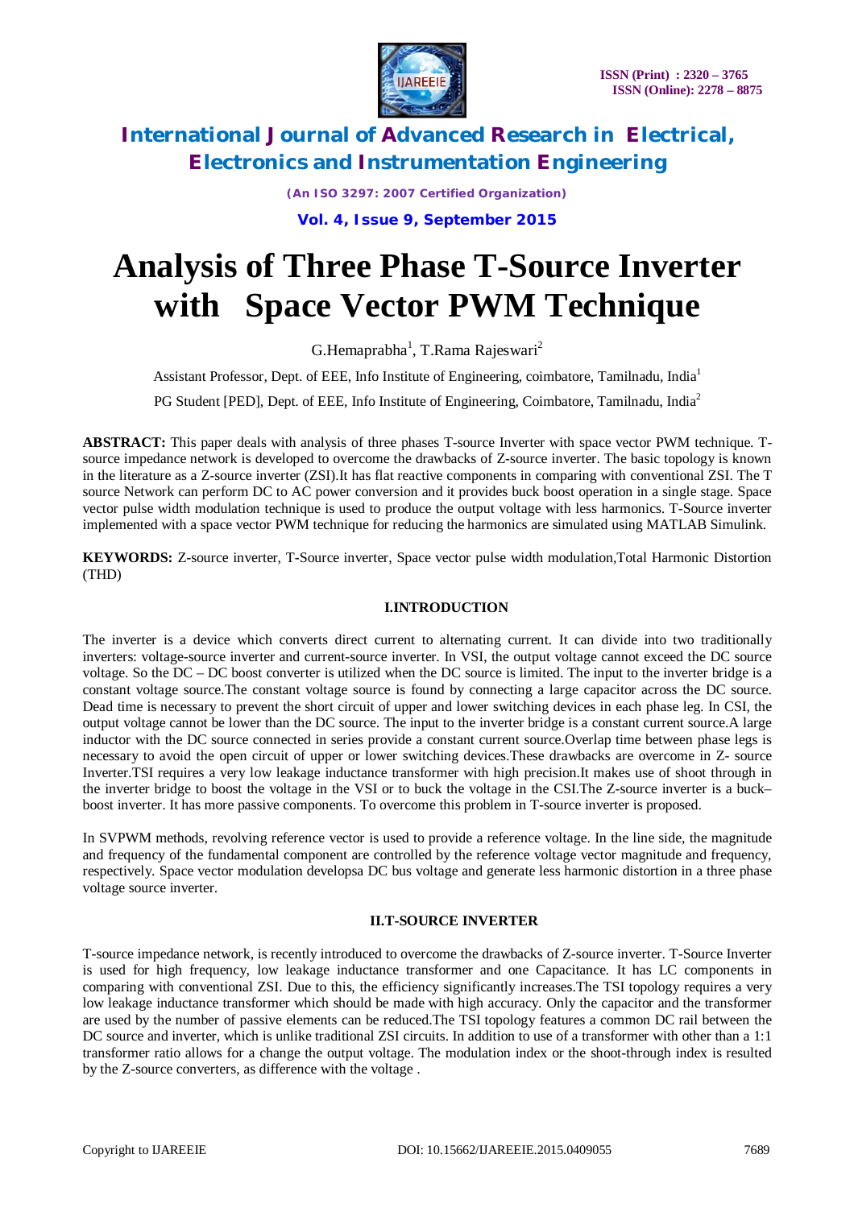# Analysis of Three Phase T-Source Inverter with Space Vector PWM Technique

G.Hemaprabha[1], T.Rama Rajeswari[2]

Assistant Professor, Dept. of EEE, Info Institute of Engineering, coimbatore, Tamilnadu, India[1]

PG Student [PED], Dept. of EEE, Info Institute of Engineering, Coimbatore, Tamilnadu, India[2]

**ABSTRACT:** This paper deals with analysis of three phases T-source Inverter with space vector PWM technique. T-source impedance network is developed to overcome the drawbacks of Z-source inverter. The basic topology is known in the literature as a Z-source inverter (ZSI).It has flat reactive components in comparing with conventional ZSI. The T source Network can perform DC to AC power conversion and it provides buck boost operation in a single stage. Space vector pulse width modulation technique is used to produce the output voltage with less harmonics. T-Source inverter implemented with a space vector PWM technique for reducing the harmonics are simulated using MATLAB Simulink.

**KEYWORDS:** Z-source inverter, T-Source inverter, Space vector pulse width modulation,Total Harmonic Distortion (THD)

## I.INTRODUCTION

The inverter is a device which converts direct current to alternating current. It can divide into two traditionally inverters: voltage-source inverter and current-source inverter. In VSI, the output voltage cannot exceed the DC source voltage. So the DC – DC boost converter is utilized when the DC source is limited. The input to the inverter bridge is a constant voltage source.The constant voltage source is found by connecting a large capacitor across the DC source. Dead time is necessary to prevent the short circuit of upper and lower switching devices in each phase leg. In CSI, the output voltage cannot be lower than the DC source. The input to the inverter bridge is a constant current source.A large inductor with the DC source connected in series provide a constant current source.Overlap time between phase legs is necessary to avoid the open circuit of upper or lower switching devices.These drawbacks are overcome in Z- source Inverter.TSI requires a very low leakage inductance transformer with high precision.It makes use of shoot through in the inverter bridge to boost the voltage in the VSI or to buck the voltage in the CSI.The Z-source inverter is a buck–boost inverter. It has more passive components. To overcome this problem in T-source inverter is proposed.

In SVPWM methods, revolving reference vector is used to provide a reference voltage. In the line side, the magnitude and frequency of the fundamental component are controlled by the reference voltage vector magnitude and frequency, respectively. Space vector modulation developsa DC bus voltage and generate less harmonic distortion in a three phase voltage source inverter.

## II.T-SOURCE INVERTER

T-source impedance network, is recently introduced to overcome the drawbacks of Z-source inverter. T-Source Inverter is used for high frequency, low leakage inductance transformer and one Capacitance. It has LC components in comparing with conventional ZSI. Due to this, the efficiency significantly increases.The TSI topology requires a very low leakage inductance transformer which should be made with high accuracy. Only the capacitor and the transformer are used by the number of passive elements can be reduced.The TSI topology features a common DC rail between the DC source and inverter, which is unlike traditional ZSI circuits. In addition to use of a transformer with other than a 1:1 transformer ratio allows for a change the output voltage. The modulation index or the shoot-through index is resulted by the Z-source converters, as difference with the voltage .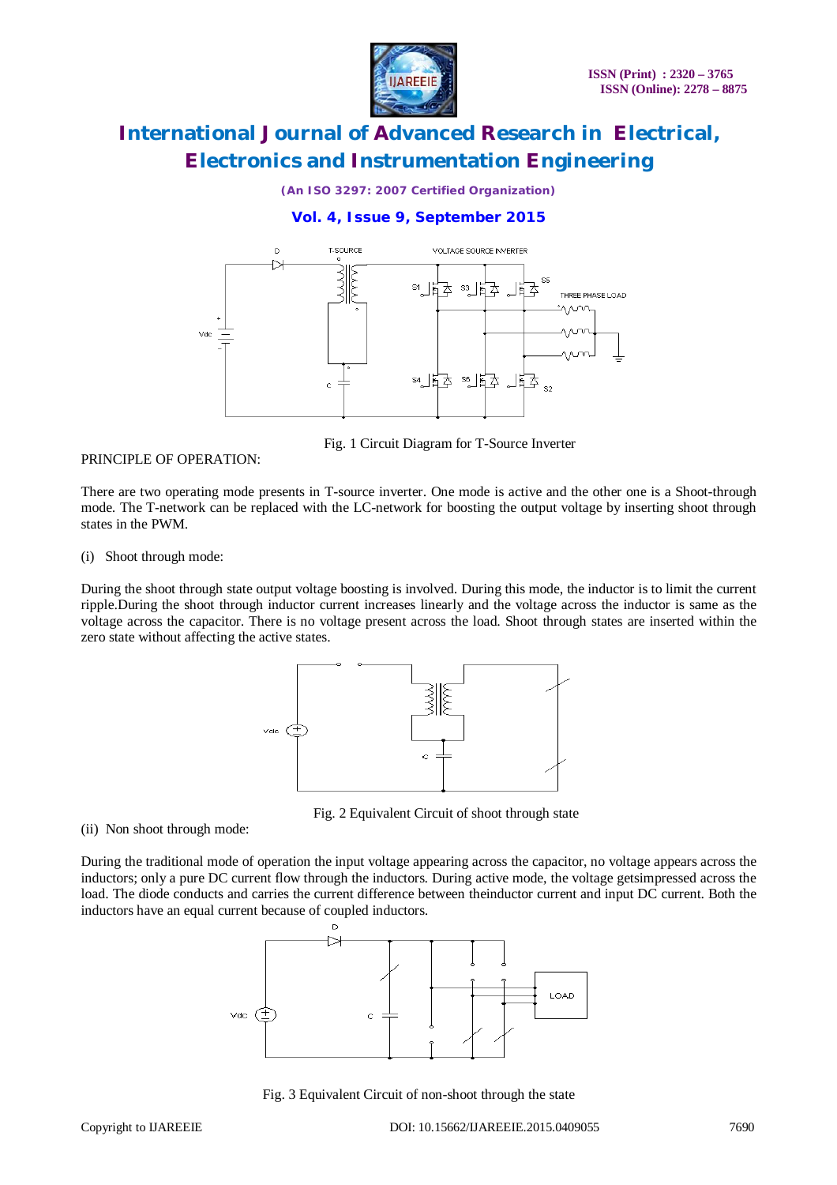Fig. 1 Circuit Diagram for T-Source Inverter

PRINCIPLE OF OPERATION:

There are two operating mode presents in T-source inverter. One mode is active and the other one is a Shoot-through mode. The T-network can be replaced with the LC-network for boosting the output voltage by inserting shoot through states in the PWM.

(i) Shoot through mode:

During the shoot through state output voltage boosting is involved. During this mode, the inductor is to limit the current ripple.During the shoot through inductor current increases linearly and the voltage across the inductor is same as the voltage across the capacitor. There is no voltage present across the load. Shoot through states are inserted within the zero state without affecting the active states.

Fig. 2 Equivalent Circuit of shoot through state

(ii) Non shoot through mode:

During the traditional mode of operation the input voltage appearing across the capacitor, no voltage appears across the inductors; only a pure DC current flow through the inductors. During active mode, the voltage getsimpressed across the load. The diode conducts and carries the current difference between theinductor current and input DC current. Both the inductors have an equal current because of coupled inductors.

Fig. 3 Equivalent Circuit of non-shoot through the state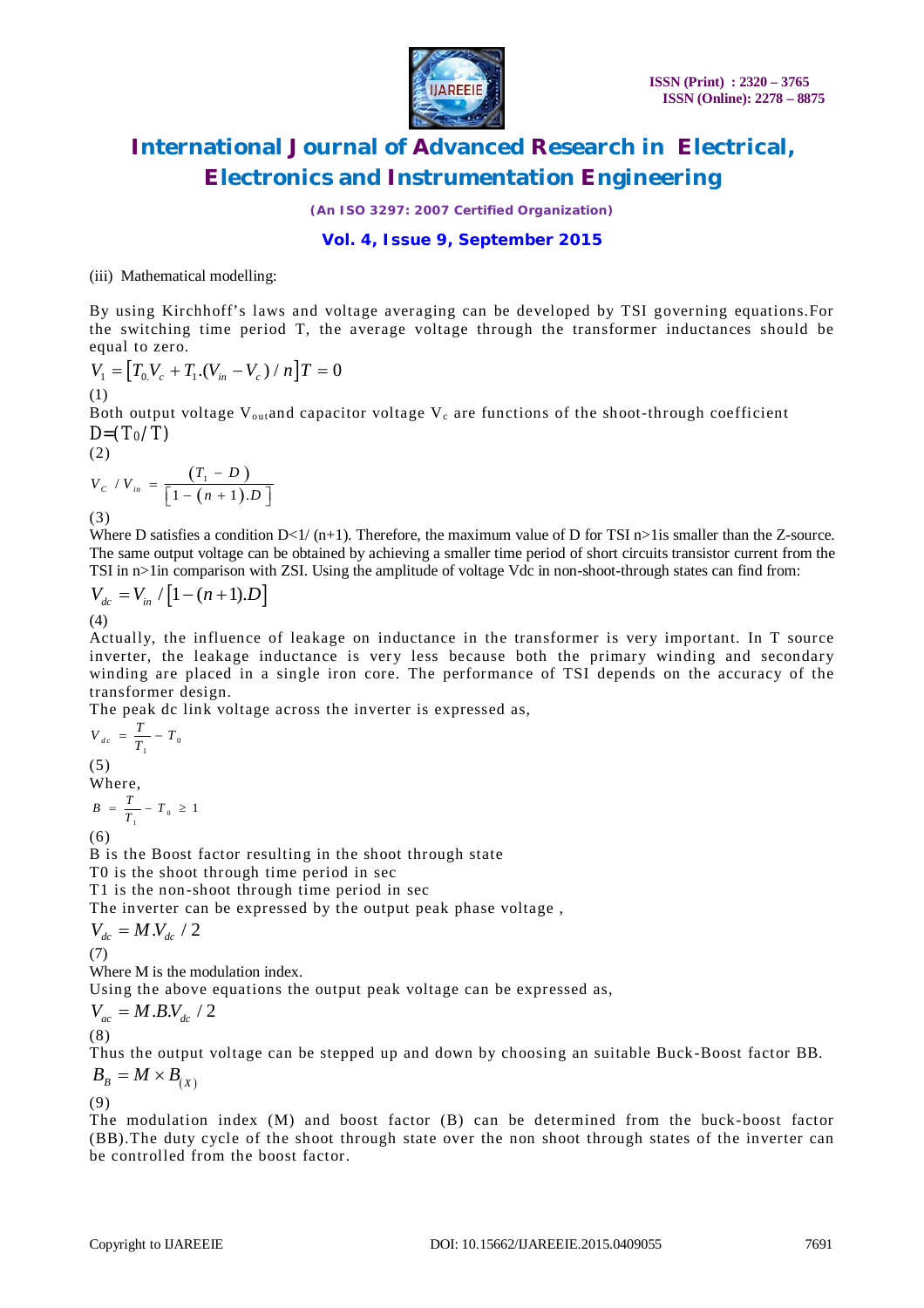(iii) Mathematical modelling:

By using Kirchhoff's laws and voltage averaging can be developed by TSI governing equations.For the switching time period T, the average voltage through the transformer inductances should be equal to zero.

$$V_1 = \left[T_{0.}V_c + T_1.(V_{in} - V_c)/n\right]T = 0$$

(1)

Both output voltage $V_{out}$and capacitor voltage $V_c$ are functions of the shoot-through coefficient

$$D=(T_0/T)$$

(2)

$$V_C \;/\; V_{in} = \frac{(T_1 - D)}{\left[1 - (n+1).D\right]}$$

(3)

Where D satisfies a condition D<1/ (n+1). Therefore, the maximum value of D for TSI n>1is smaller than the Z-source. The same output voltage can be obtained by achieving a smaller time period of short circuits transistor current from the TSI in n>1in comparison with ZSI. Using the amplitude of voltage Vdc in non-shoot-through states can find from:

$$V_{dc} = V_{in} / \left[1 - (n+1).D\right]$$

(4)

Actually, the influence of leakage on inductance in the transformer is very important. In T source inverter, the leakage inductance is very less because both the primary winding and secondary winding are placed in a single iron core. The performance of TSI depends on the accuracy of the transformer design.

The peak dc link voltage across the inverter is expressed as,

$$V_{dc} = \frac{T}{T_1} - T_0$$

(5)

Where,

$$B = \frac{T}{T_1} - T_0 \geq 1$$

(6)

B is the Boost factor resulting in the shoot through state

T0 is the shoot through time period in sec

T1 is the non-shoot through time period in sec

The inverter can be expressed by the output peak phase voltage ,

$$V_{dc} = M.V_{dc} / 2$$

(7)

Where M is the modulation index.

Using the above equations the output peak voltage can be expressed as,

$$V_{ac} = M.B.V_{dc} / 2$$

(8)

Thus the output voltage can be stepped up and down by choosing an suitable Buck-Boost factor BB.

$$B_B = M \times B_{(X)}$$

(9)

The modulation index (M) and boost factor (B) can be determined from the buck-boost factor (BB).The duty cycle of the shoot through state over the non shoot through states of the inverter can be controlled from the boost factor.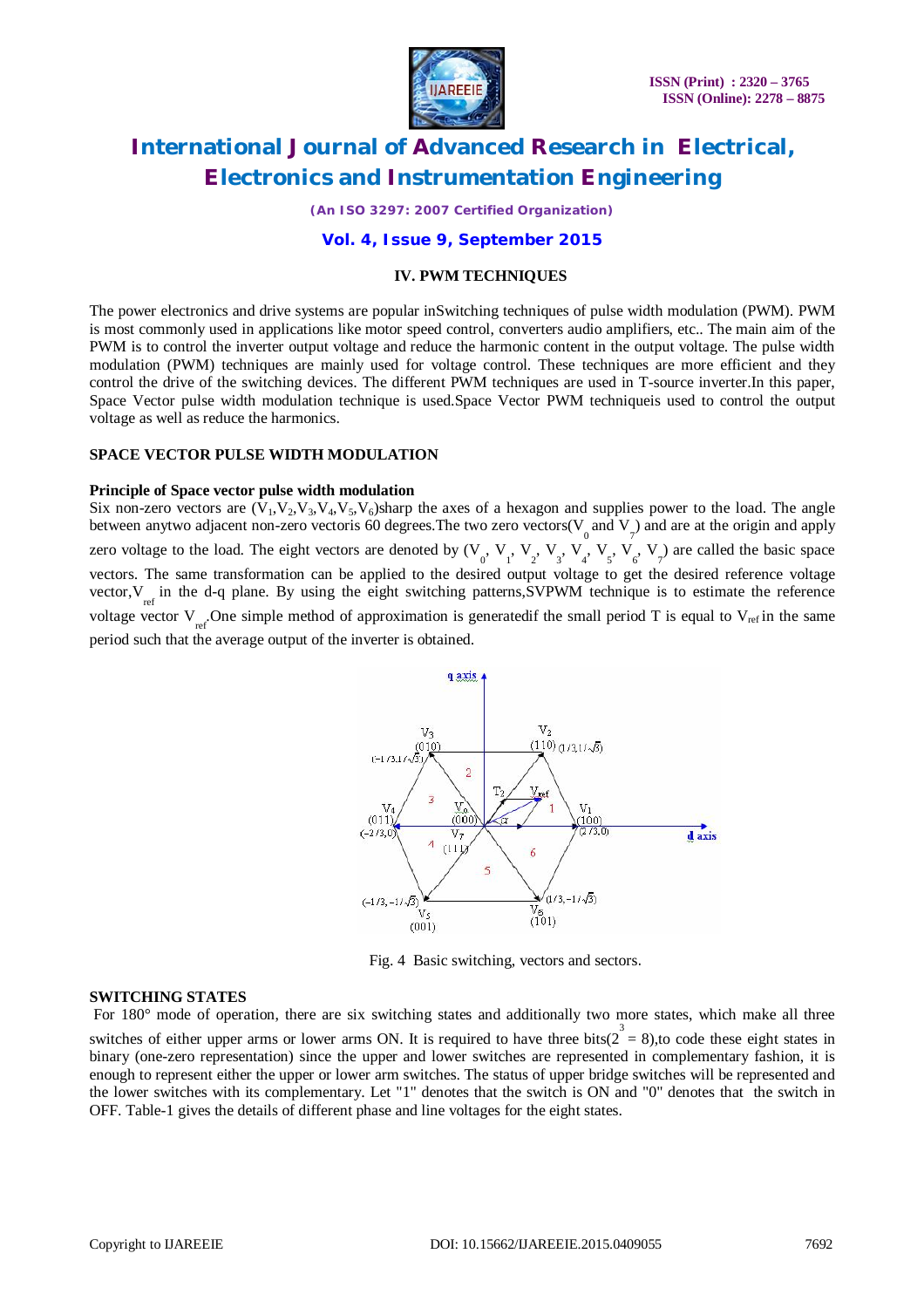### IV. PWM TECHNIQUES

The power electronics and drive systems are popular inSwitching techniques of pulse width modulation (PWM). PWM is most commonly used in applications like motor speed control, converters audio amplifiers, etc.. The main aim of the PWM is to control the inverter output voltage and reduce the harmonic content in the output voltage. The pulse width modulation (PWM) techniques are mainly used for voltage control. These techniques are more efficient and they control the drive of the switching devices. The different PWM techniques are used in T-source inverter.In this paper, Space Vector pulse width modulation technique is used.Space Vector PWM techniqueis used to control the output voltage as well as reduce the harmonics.

### SPACE VECTOR PULSE WIDTH MODULATION

**Principle of Space vector pulse width modulation**

Six non-zero vectors are ($V_1$,$V_2$,$V_3$,$V_4$,$V_5$,$V_6$)sharp the axes of a hexagon and supplies power to the load. The angle between anytwo adjacent non-zero vectoris 60 degrees.The two zero vectors($V_0$ and $V_7$) and are at the origin and apply zero voltage to the load. The eight vectors are denoted by ($V_0$, $V_1$, $V_2$, $V_3$, $V_4$, $V_5$, $V_6$, $V_7$) are called the basic space vectors. The same transformation can be applied to the desired output voltage to get the desired reference voltage vector,$V_{ref}$ in the d-q plane. By using the eight switching patterns,SVPWM technique is to estimate the reference voltage vector $V_{ref}$.One simple method of approximation is generatedif the small period T is equal to $V_{ref}$ in the same period such that the average output of the inverter is obtained.

Fig. 4 Basic switching, vectors and sectors.

### SWITCHING STATES

For 180° mode of operation, there are six switching states and additionally two more states, which make all three switches of either upper arms or lower arms ON. It is required to have three bits($2^3$ = 8),to code these eight states in binary (one-zero representation) since the upper and lower switches are represented in complementary fashion, it is enough to represent either the upper or lower arm switches. The status of upper bridge switches will be represented and the lower switches with its complementary. Let "1" denotes that the switch is ON and "0" denotes that the switch in OFF. Table-1 gives the details of different phase and line voltages for the eight states.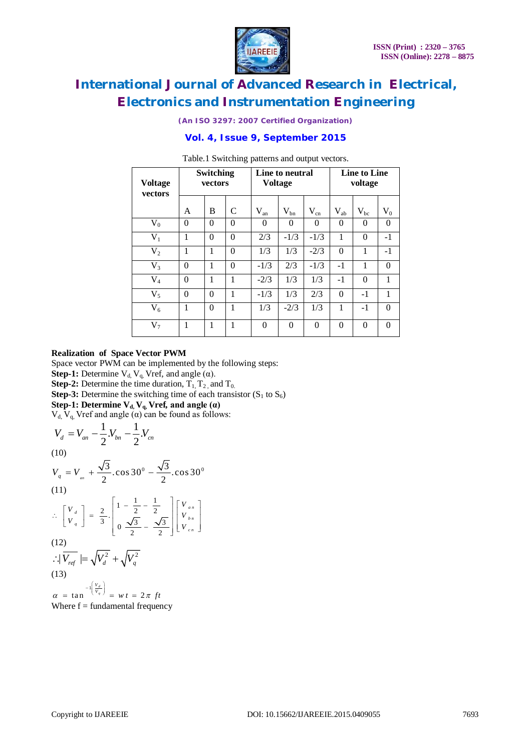Table.1 Switching patterns and output vectors.

| Voltage vectors | Switching vectors | | | Line to neutral Voltage | | | Line to Line voltage | | |
|---|---|---|---|---|---|---|---|---|---|
| | A | B | C | $V_{an}$ | $V_{bn}$ | $V_{cn}$ | $V_{ab}$ | $V_{bc}$ | $V_0$ |
| $V_0$ | 0 | 0 | 0 | 0 | 0 | 0 | 0 | 0 | 0 |
| $V_1$ | 1 | 0 | 0 | 2/3 | -1/3 | -1/3 | 1 | 0 | -1 |
| $V_2$ | 1 | 1 | 0 | 1/3 | 1/3 | -2/3 | 0 | 1 | -1 |
| $V_3$ | 0 | 1 | 0 | -1/3 | 2/3 | -1/3 | -1 | 1 | 0 |
| $V_4$ | 0 | 1 | 1 | -2/3 | 1/3 | 1/3 | -1 | 0 | 1 |
| $V_5$ | 0 | 0 | 1 | -1/3 | 1/3 | 2/3 | 0 | -1 | 1 |
| $V_6$ | 1 | 0 | 1 | 1/3 | -2/3 | 1/3 | 1 | -1 | 0 |
| $V_7$ | 1 | 1 | 1 | 0 | 0 | 0 | 0 | 0 | 0 |

**Realization of Space Vector PWM**

Space vector PWM can be implemented by the following steps:

**Step-1:** Determine $V_d$, $V_q$, Vref, and angle ($\alpha$).

**Step-2:** Determine the time duration, $T_1$, $T_2$, and $T_0$.

**Step-3:** Determine the switching time of each transistor ($S_1$ to $S_6$)

**Step-1: Determine $V_d$, $V_q$, Vref, and angle ($\alpha$)**

$V_d$, $V_q$, Vref and angle ($\alpha$) can be found as follows:

$$V_d = V_{an} - \frac{1}{2}.V_{bn} - \frac{1}{2}.V_{cn}$$

(10)

$$V_q = V_{an} + \frac{\sqrt{3}}{2}.\cos 30^0 - \frac{\sqrt{3}}{2}.\cos 30^0$$

(11)

$$\therefore \begin{bmatrix} V_d \\ V_q \end{bmatrix} = \frac{2}{3}.\begin{bmatrix} 1 & -\frac{1}{2} & -\frac{1}{2} \\ 0 & \frac{\sqrt{3}}{2} & -\frac{\sqrt{3}}{2} \end{bmatrix} \begin{bmatrix} V_{an} \\ V_{bn} \\ V_{cn} \end{bmatrix}$$

(12)

$$\therefore |\overline{V_{ref}}| = \sqrt{V_d^2} + \sqrt{V_q^2}$$

(13)

$$\alpha = \tan^{-1\left(\frac{V_d}{V_q}\right)} = wt = 2\pi\ ft$$

Where f = fundamental frequency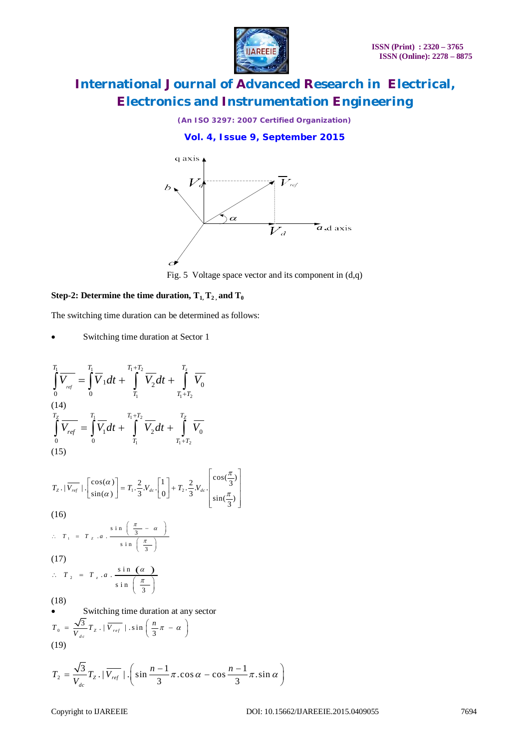Fig. 5 Voltage space vector and its component in (d,q)

**Step-2: Determine the time duration, $T_1$, $T_2$, and $T_0$**

The switching time duration can be determined as follows:

- Switching time duration at Sector 1

$$\int_0^{T_1} \overline{V_{ref}} = \int_0^{T_1} \overline{V_1} dt + \int_{T_1}^{T_1+T_2} \overline{V_2} dt + \int_{T_1+T_2}^{T_z} \overline{V_0}$$

(14)

$$\int_0^{T_z} \overline{V_{ref}} = \int_0^{T_1} \overline{V_1} dt + \int_{T_1}^{T_1+T_2} \overline{V_2} dt + \int_{T_1+T_2}^{T_z} \overline{V_0}$$

(15)

$$T_Z \cdot |\overline{V_{ref}}| \cdot \begin{bmatrix} \cos(\alpha) \\ \sin(\alpha) \end{bmatrix} = T_1 \cdot \frac{2}{3} \cdot V_{dc} \cdot \begin{bmatrix} 1 \\ 0 \end{bmatrix} + T_2 \cdot \frac{2}{3} \cdot V_{dc} \cdot \begin{bmatrix} \cos(\frac{\pi}{3}) \\ \sin(\frac{\pi}{3}) \end{bmatrix}$$

(16)

$$\therefore \; T_1 = T_z \cdot a \cdot \frac{\sin\left(\frac{\pi}{3} - \alpha\right)}{\sin\left(\frac{\pi}{3}\right)}$$

(17)

$$\therefore \; T_2 = T_z \cdot a \cdot \frac{\sin(\alpha)}{\sin\left(\frac{\pi}{3}\right)}$$

(18)

- Switching time duration at any sector

$$T_0 = \frac{\sqrt{3}}{V_{dc}} T_Z \cdot |\overline{V_{ref}}| \cdot \sin\left(\frac{n}{3}\pi - \alpha\right)$$

(19)

$$T_2 = \frac{\sqrt{3}}{V_{dc}} T_Z \cdot |\overline{V_{ref}}| \cdot \left(\sin\frac{n-1}{3}\pi \cdot \cos\alpha - \cos\frac{n-1}{3}\pi \cdot \sin\alpha\right)$$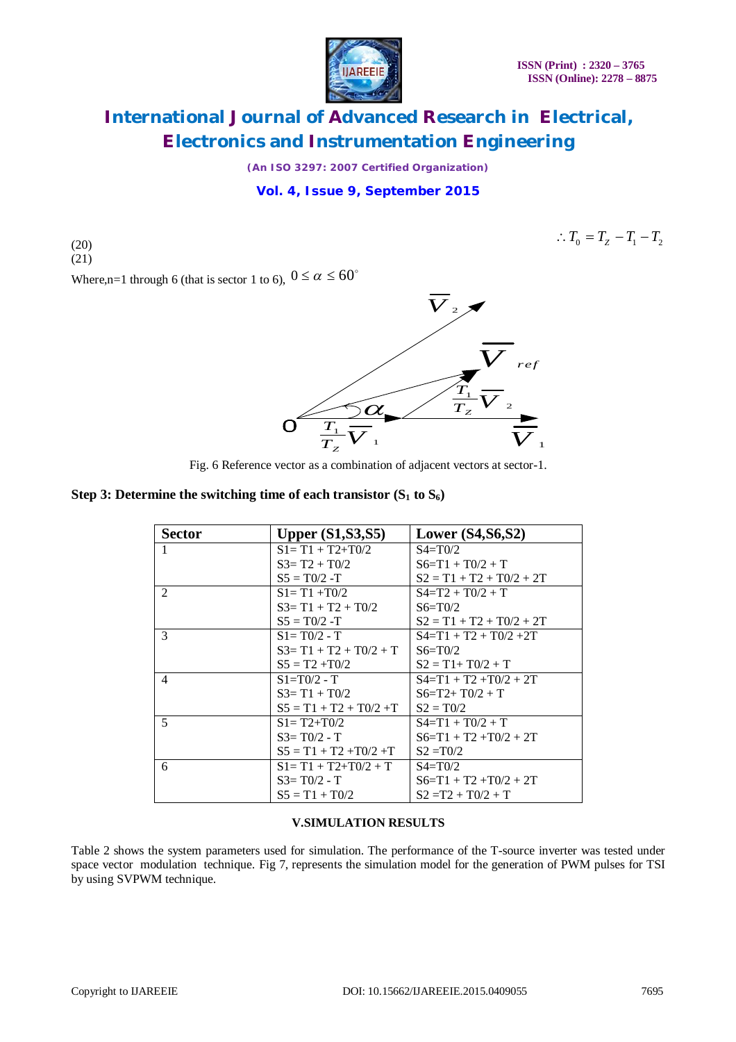$$\therefore T_0 = T_Z - T_1 - T_2$$

(20)
(21)

Where,n=1 through 6 (that is sector 1 to 6), $0 \le \alpha \le 60^\circ$

Fig. 6 Reference vector as a combination of adjacent vectors at sector-1.

**Step 3: Determine the switching time of each transistor ($S_1$ to $S_6$)**

| Sector | Upper (S1,S3,S5) | Lower (S4,S6,S2) |
|---|---|---|
| 1 | S1= T1 + T2+T0/2<br>S3= T2 + T0/2<br>S5 = T0/2 -T | S4=T0/2<br>S6=T1 + T0/2 + T<br>S2 = T1 + T2 + T0/2 + 2T |
| 2 | S1= T1 +T0/2<br>S3= T1 + T2 + T0/2<br>S5 = T0/2 -T | S4=T2 + T0/2 + T<br>S6=T0/2<br>S2 = T1 + T2 + T0/2 + 2T |
| 3 | S1= T0/2 - T<br>S3= T1 + T2 + T0/2 + T<br>S5 = T2 +T0/2 | S4=T1 + T2 + T0/2 +2T<br>S6=T0/2<br>S2 = T1+ T0/2 + T |
| 4 | S1=T0/2 - T<br>S3= T1 + T0/2<br>S5 = T1 + T2 + T0/2 +T | S4=T1 + T2 +T0/2 + 2T<br>S6=T2+ T0/2 + T<br>S2 = T0/2 |
| 5 | S1= T2+T0/2<br>S3= T0/2 - T<br>S5 = T1 + T2 +T0/2 +T | S4=T1 + T0/2 + T<br>S6=T1 + T2 +T0/2 + 2T<br>S2 =T0/2 |
| 6 | S1= T1 + T2+T0/2 + T<br>S3= T0/2 - T<br>S5 = T1 + T0/2 | S4=T0/2<br>S6=T1 + T2 +T0/2 + 2T<br>S2 =T2 + T0/2 + T |

## V.SIMULATION RESULTS

Table 2 shows the system parameters used for simulation. The performance of the T-source inverter was tested under space vector modulation technique. Fig 7, represents the simulation model for the generation of PWM pulses for TSI by using SVPWM technique.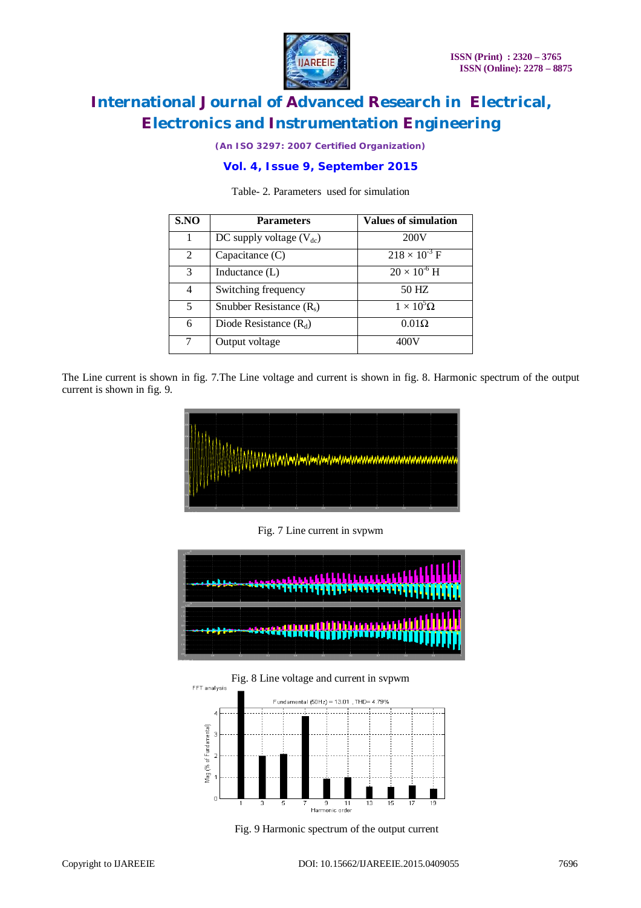Table- 2. Parameters used for simulation

| S.NO | Parameters | Values of simulation |
|---|---|---|
| 1 | DC supply voltage ($V_{dc}$) | 200V |
| 2 | Capacitance (C) | $218 \times 10^{-3}$ F |
| 3 | Inductance (L) | $20 \times 10^{-6}$ H |
| 4 | Switching frequency | 50 HZ |
| 5 | Snubber Resistance ($R_s$) | $1 \times 10^{5}\Omega$ |
| 6 | Diode Resistance ($R_d$) | $0.01\Omega$ |
| 7 | Output voltage | 400V |

The Line current is shown in fig. 7.The Line voltage and current is shown in fig. 8. Harmonic spectrum of the output current is shown in fig. 9.

Fig. 7 Line current in svpwm

Fig. 8 Line voltage and current in svpwm

Fig. 9 Harmonic spectrum of the output current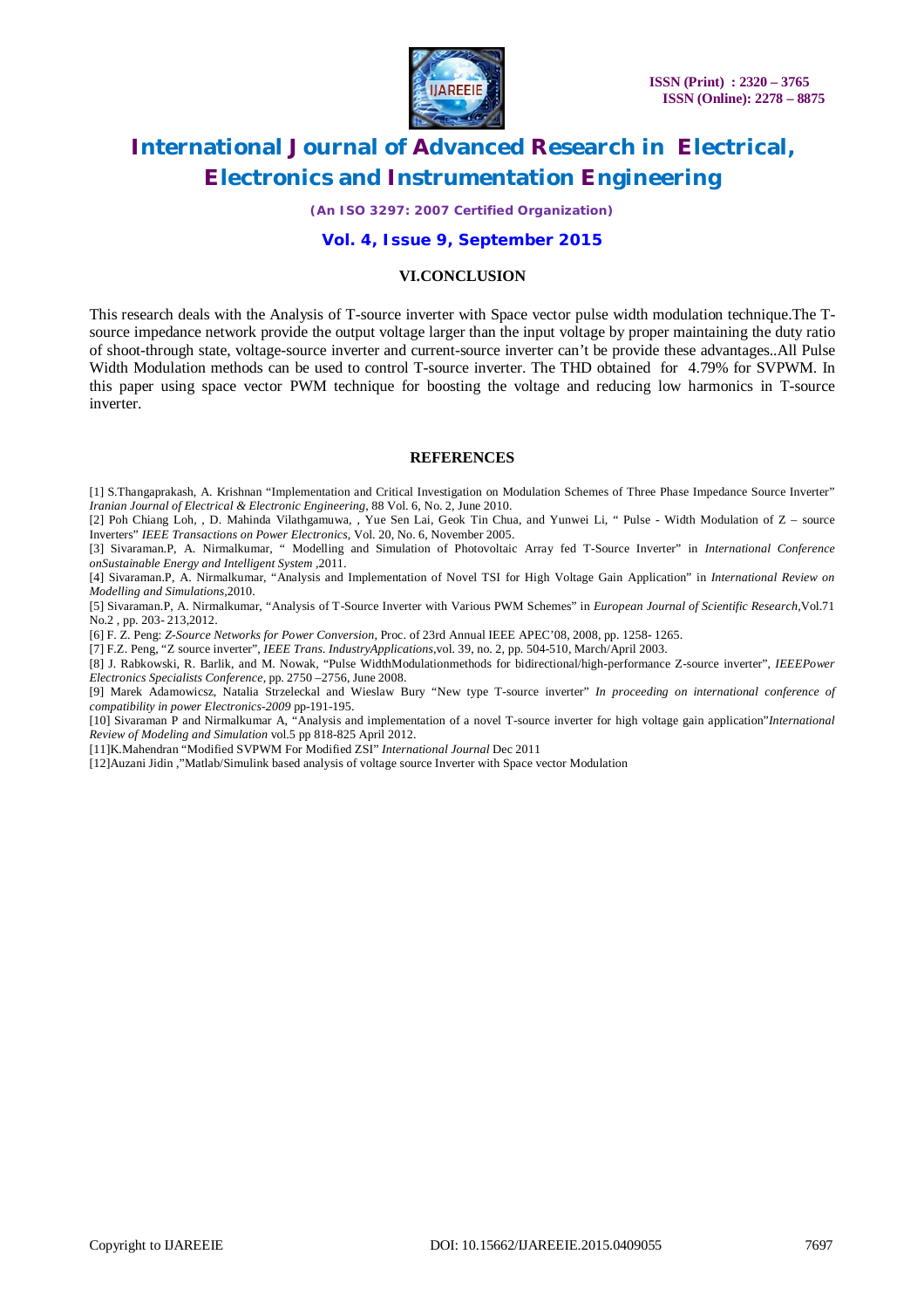## VI.CONCLUSION

This research deals with the Analysis of T-source inverter with Space vector pulse width modulation technique.The T-source impedance network provide the output voltage larger than the input voltage by proper maintaining the duty ratio of shoot-through state, voltage-source inverter and current-source inverter can't be provide these advantages..All Pulse Width Modulation methods can be used to control T-source inverter. The THD obtained for 4.79% for SVPWM. In this paper using space vector PWM technique for boosting the voltage and reducing low harmonics in T-source inverter.

## REFERENCES

[1] S.Thangaprakash, A. Krishnan "Implementation and Critical Investigation on Modulation Schemes of Three Phase Impedance Source Inverter" *Iranian Journal of Electrical & Electronic Engineering*, 88 Vol. 6, No. 2, June 2010.

[2] Poh Chiang Loh, , D. Mahinda Vilathgamuwa, , Yue Sen Lai, Geok Tin Chua, and Yunwei Li, " Pulse - Width Modulation of Z – source Inverters" *IEEE Transactions on Power Electronics*, Vol. 20, No. 6, November 2005.

[3] Sivaraman.P, A. Nirmalkumar, " Modelling and Simulation of Photovoltaic Array fed T-Source Inverter" in *International Conference onSustainable Energy and Intelligent System* ,2011.

[4] Sivaraman.P, A. Nirmalkumar, "Analysis and Implementation of Novel TSI for High Voltage Gain Application" in *International Review on Modelling and Simulations*,2010.

[5] Sivaraman.P, A. Nirmalkumar, "Analysis of T-Source Inverter with Various PWM Schemes" in *European Journal of Scientific Research*,Vol.71 No.2 , pp. 203- 213,2012.

[6] F. Z. Peng: *Z-Source Networks for Power Conversion*, Proc. of 23rd Annual IEEE APEC'08, 2008, pp. 1258- 1265.

[7] F.Z. Peng, "Z source inverter", *IEEE Trans. IndustryApplications*,vol. 39, no. 2, pp. 504-510, March/April 2003.

[8] J. Rabkowski, R. Barlik, and M. Nowak, "Pulse WidthModulationmethods for bidirectional/high-performance Z-source inverter", *IEEEPower Electronics Specialists Conference*, pp. 2750 –2756, June 2008.

[9] Marek Adamowicsz, Natalia Strzeleckal and Wieslaw Bury "New type T-source inverter" *In proceeding on international conference of compatibility in power Electronics-2009* pp-191-195.

[10] Sivaraman P and Nirmalkumar A, "Analysis and implementation of a novel T-source inverter for high voltage gain application"*International Review of Modeling and Simulation* vol.5 pp 818-825 April 2012.

[11]K.Mahendran "Modified SVPWM For Modified ZSI" *International Journal* Dec 2011

[12]Auzani Jidin ,"Matlab/Simulink based analysis of voltage source Inverter with Space vector Modulation